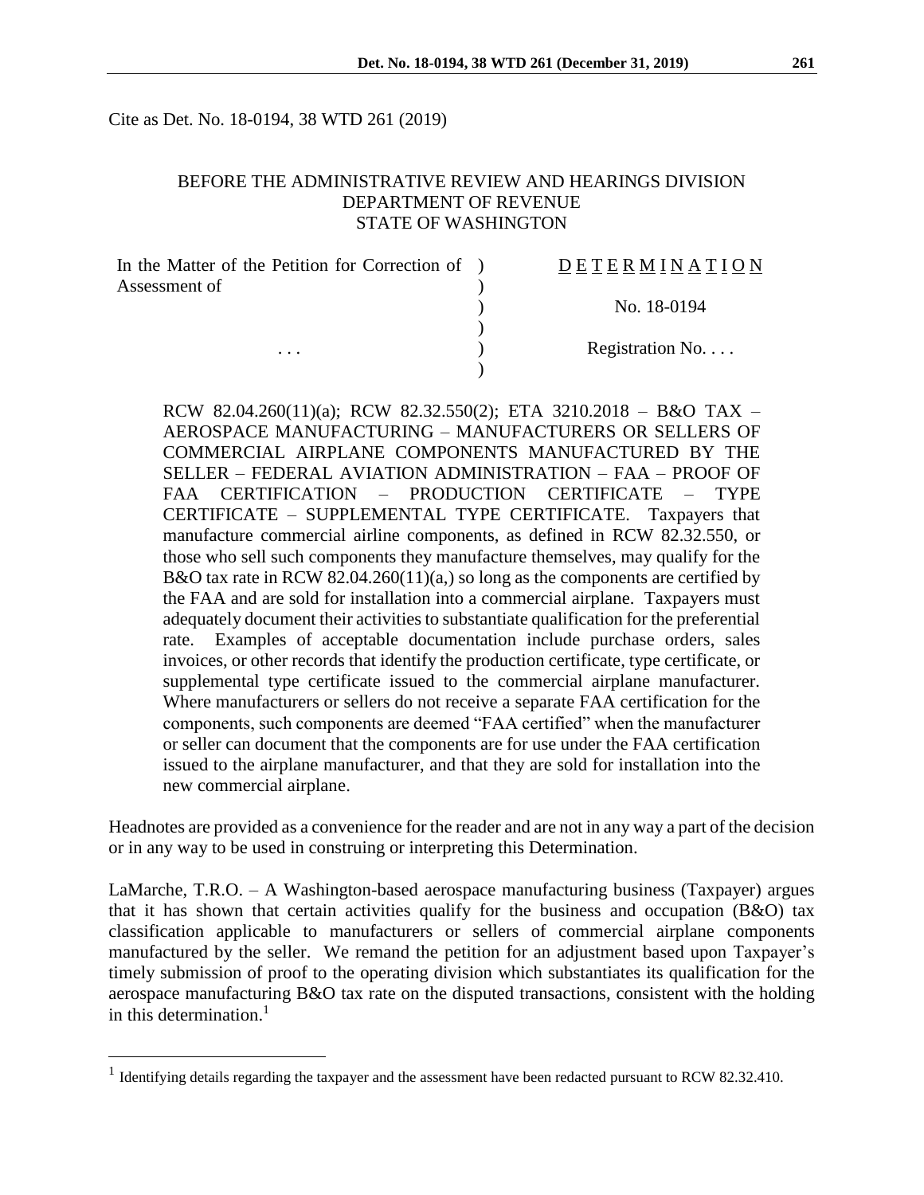Cite as Det. No. 18-0194, 38 WTD 261 (2019)

BEFORE THE ADMINISTRATIVE REVIEW AND HEARINGS DIVISION
DEPARTMENT OF REVENUE
STATE OF WASHINGTON

| In the Matter of the Petition for Correction of Assessment of | ) | DETERMINATION |
|---|---|---|
| | ) | No. 18-0194 |
| . . . | ) | Registration No. . . . |

RCW 82.04.260(11)(a); RCW 82.32.550(2); ETA 3210.2018 – B&O TAX – AEROSPACE MANUFACTURING – MANUFACTURERS OR SELLERS OF COMMERCIAL AIRPLANE COMPONENTS MANUFACTURED BY THE SELLER – FEDERAL AVIATION ADMINISTRATION – FAA – PROOF OF FAA CERTIFICATION – PRODUCTION CERTIFICATE – TYPE CERTIFICATE – SUPPLEMENTAL TYPE CERTIFICATE. Taxpayers that manufacture commercial airline components, as defined in RCW 82.32.550, or those who sell such components they manufacture themselves, may qualify for the B&O tax rate in RCW 82.04.260(11)(a,) so long as the components are certified by the FAA and are sold for installation into a commercial airplane. Taxpayers must adequately document their activities to substantiate qualification for the preferential rate. Examples of acceptable documentation include purchase orders, sales invoices, or other records that identify the production certificate, type certificate, or supplemental type certificate issued to the commercial airplane manufacturer. Where manufacturers or sellers do not receive a separate FAA certification for the components, such components are deemed "FAA certified" when the manufacturer or seller can document that the components are for use under the FAA certification issued to the airplane manufacturer, and that they are sold for installation into the new commercial airplane.

Headnotes are provided as a convenience for the reader and are not in any way a part of the decision or in any way to be used in construing or interpreting this Determination.

LaMarche, T.R.O. – A Washington-based aerospace manufacturing business (Taxpayer) argues that it has shown that certain activities qualify for the business and occupation (B&O) tax classification applicable to manufacturers or sellers of commercial airplane components manufactured by the seller. We remand the petition for an adjustment based upon Taxpayer's timely submission of proof to the operating division which substantiates its qualification for the aerospace manufacturing B&O tax rate on the disputed transactions, consistent with the holding in this determination.[1]

[1] Identifying details regarding the taxpayer and the assessment have been redacted pursuant to RCW 82.32.410.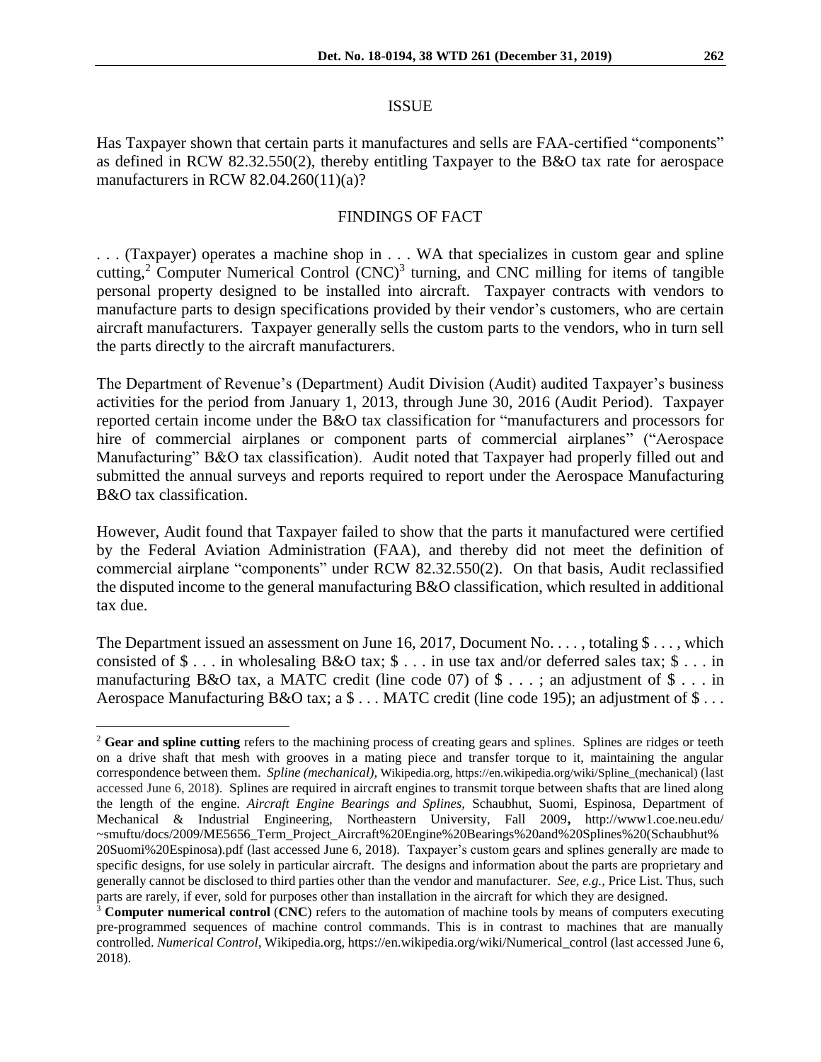## ISSUE

Has Taxpayer shown that certain parts it manufactures and sells are FAA-certified "components" as defined in RCW 82.32.550(2), thereby entitling Taxpayer to the B&O tax rate for aerospace manufacturers in RCW 82.04.260(11)(a)?

## FINDINGS OF FACT

. . . (Taxpayer) operates a machine shop in . . . WA that specializes in custom gear and spline cutting,[2] Computer Numerical Control (CNC)[3] turning, and CNC milling for items of tangible personal property designed to be installed into aircraft. Taxpayer contracts with vendors to manufacture parts to design specifications provided by their vendor's customers, who are certain aircraft manufacturers. Taxpayer generally sells the custom parts to the vendors, who in turn sell the parts directly to the aircraft manufacturers.

The Department of Revenue's (Department) Audit Division (Audit) audited Taxpayer's business activities for the period from January 1, 2013, through June 30, 2016 (Audit Period). Taxpayer reported certain income under the B&O tax classification for "manufacturers and processors for hire of commercial airplanes or component parts of commercial airplanes" ("Aerospace Manufacturing" B&O tax classification). Audit noted that Taxpayer had properly filled out and submitted the annual surveys and reports required to report under the Aerospace Manufacturing B&O tax classification.

However, Audit found that Taxpayer failed to show that the parts it manufactured were certified by the Federal Aviation Administration (FAA), and thereby did not meet the definition of commercial airplane "components" under RCW 82.32.550(2). On that basis, Audit reclassified the disputed income to the general manufacturing B&O classification, which resulted in additional tax due.

The Department issued an assessment on June 16, 2017, Document No. . . . , totaling $ . . . , which consisted of $ . . . in wholesaling B&O tax; $ . . . in use tax and/or deferred sales tax; $ . . . in manufacturing B&O tax, a MATC credit (line code 07) of $ . . . ; an adjustment of $ . . . in Aerospace Manufacturing B&O tax; a $ . . . MATC credit (line code 195); an adjustment of $ . . .

---

[2] **Gear and spline cutting** refers to the machining process of creating gears and splines. Splines are ridges or teeth on a drive shaft that mesh with grooves in a mating piece and transfer torque to it, maintaining the angular correspondence between them. *Spline (mechanical)*, Wikipedia.org, https://en.wikipedia.org/wiki/Spline_(mechanical) (last accessed June 6, 2018). Splines are required in aircraft engines to transmit torque between shafts that are lined along the length of the engine. *Aircraft Engine Bearings and Splines,* Schaubhut, Suomi, Espinosa, Department of Mechanical & Industrial Engineering, Northeastern University, Fall 2009, http://www1.coe.neu.edu/~smuftu/docs/2009/ME5656_Term_Project_Aircraft%20Engine%20Bearings%20and%20Splines%20(Schaubhut%20Suomi%20Espinosa).pdf (last accessed June 6, 2018). Taxpayer's custom gears and splines generally are made to specific designs, for use solely in particular aircraft. The designs and information about the parts are proprietary and generally cannot be disclosed to third parties other than the vendor and manufacturer. *See, e.g.,* Price List. Thus, such parts are rarely, if ever, sold for purposes other than installation in the aircraft for which they are designed.

[3] **Computer numerical control** (**CNC**) refers to the automation of machine tools by means of computers executing pre-programmed sequences of machine control commands. This is in contrast to machines that are manually controlled. *Numerical Control*, Wikipedia.org, https://en.wikipedia.org/wiki/Numerical_control (last accessed June 6, 2018).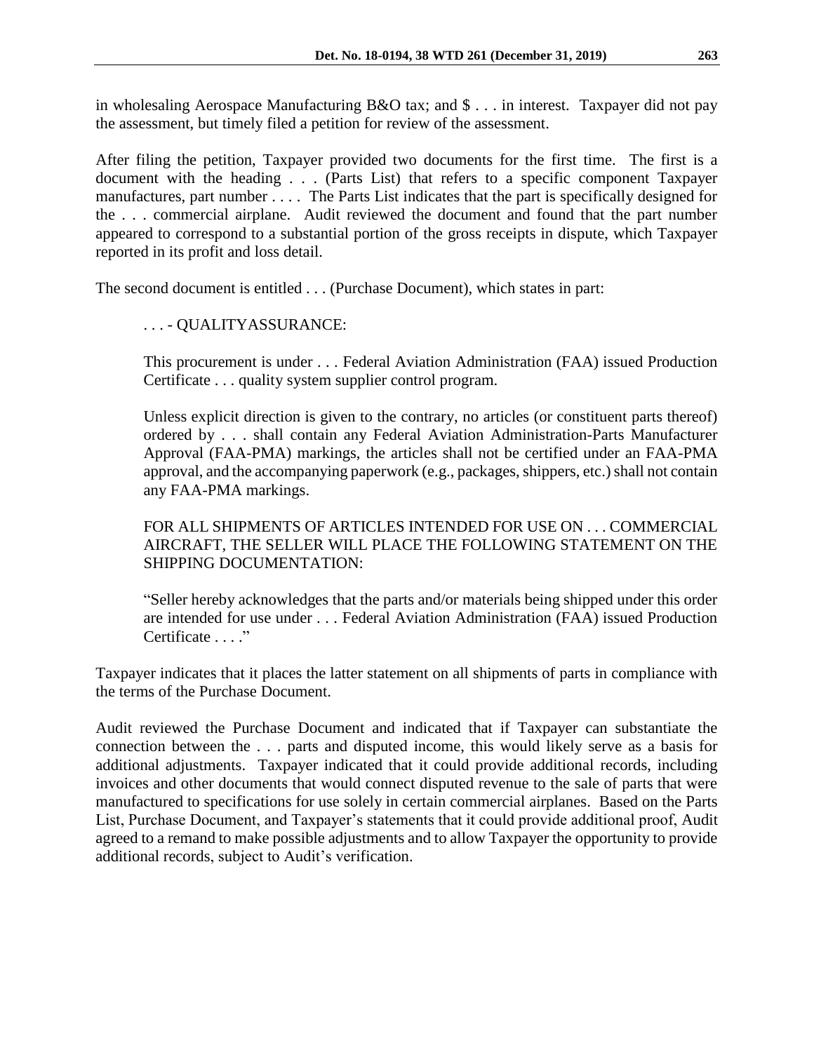in wholesaling Aerospace Manufacturing B&O tax; and $ . . . in interest. Taxpayer did not pay the assessment, but timely filed a petition for review of the assessment.

After filing the petition, Taxpayer provided two documents for the first time. The first is a document with the heading . . . (Parts List) that refers to a specific component Taxpayer manufactures, part number . . . . The Parts List indicates that the part is specifically designed for the . . . commercial airplane. Audit reviewed the document and found that the part number appeared to correspond to a substantial portion of the gross receipts in dispute, which Taxpayer reported in its profit and loss detail.

The second document is entitled . . . (Purchase Document), which states in part:

> . . . - QUALITYASSURANCE:
>
> This procurement is under . . . Federal Aviation Administration (FAA) issued Production Certificate . . . quality system supplier control program.
>
> Unless explicit direction is given to the contrary, no articles (or constituent parts thereof) ordered by . . . shall contain any Federal Aviation Administration-Parts Manufacturer Approval (FAA-PMA) markings, the articles shall not be certified under an FAA-PMA approval, and the accompanying paperwork (e.g., packages, shippers, etc.) shall not contain any FAA-PMA markings.
>
> FOR ALL SHIPMENTS OF ARTICLES INTENDED FOR USE ON . . . COMMERCIAL AIRCRAFT, THE SELLER WILL PLACE THE FOLLOWING STATEMENT ON THE SHIPPING DOCUMENTATION:
>
> "Seller hereby acknowledges that the parts and/or materials being shipped under this order are intended for use under . . . Federal Aviation Administration (FAA) issued Production Certificate . . . ."

Taxpayer indicates that it places the latter statement on all shipments of parts in compliance with the terms of the Purchase Document.

Audit reviewed the Purchase Document and indicated that if Taxpayer can substantiate the connection between the . . . parts and disputed income, this would likely serve as a basis for additional adjustments. Taxpayer indicated that it could provide additional records, including invoices and other documents that would connect disputed revenue to the sale of parts that were manufactured to specifications for use solely in certain commercial airplanes. Based on the Parts List, Purchase Document, and Taxpayer's statements that it could provide additional proof, Audit agreed to a remand to make possible adjustments and to allow Taxpayer the opportunity to provide additional records, subject to Audit's verification.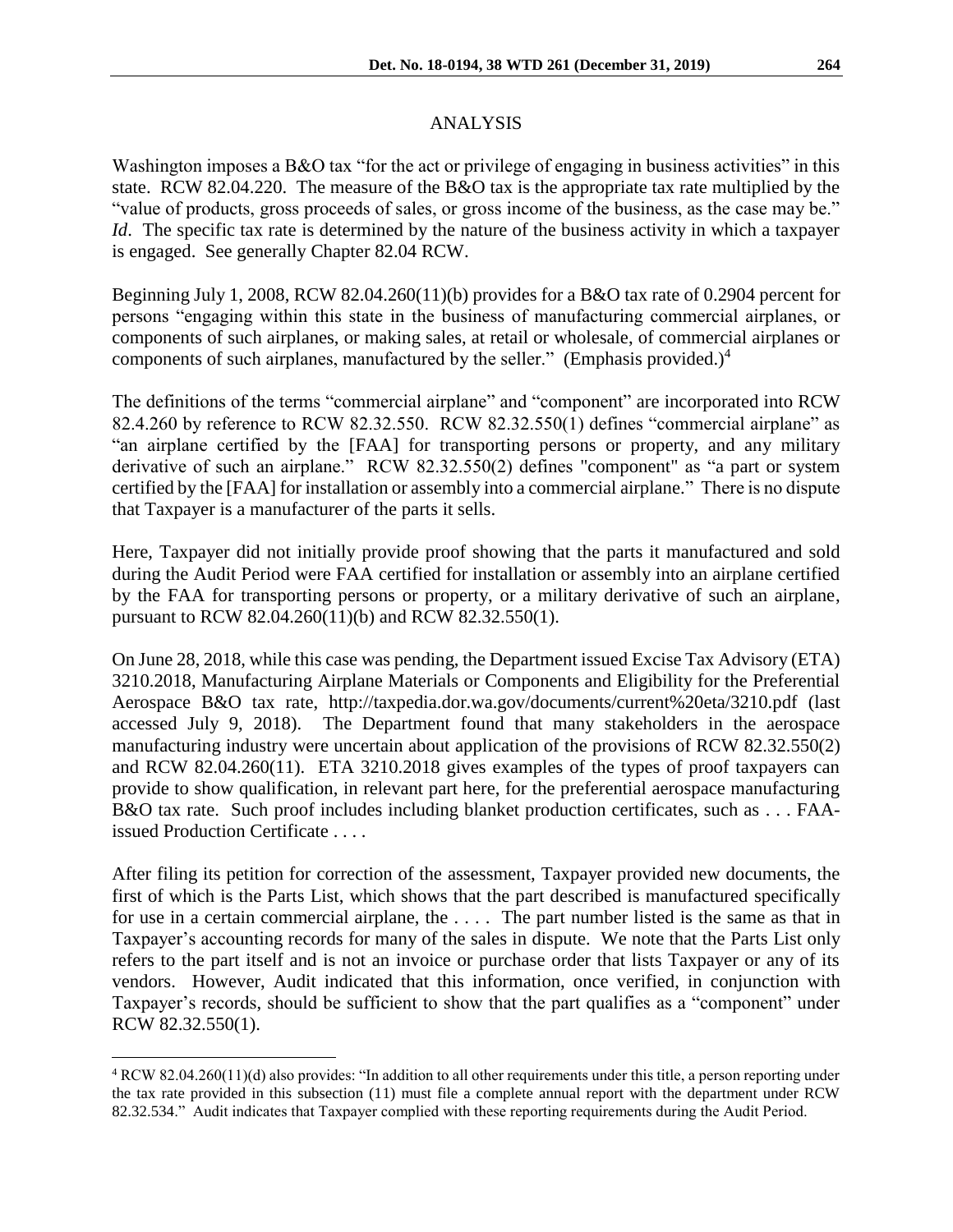## ANALYSIS

Washington imposes a B&O tax "for the act or privilege of engaging in business activities" in this state. RCW 82.04.220. The measure of the B&O tax is the appropriate tax rate multiplied by the "value of products, gross proceeds of sales, or gross income of the business, as the case may be." *Id*. The specific tax rate is determined by the nature of the business activity in which a taxpayer is engaged. See generally Chapter 82.04 RCW.

Beginning July 1, 2008, RCW 82.04.260(11)(b) provides for a B&O tax rate of 0.2904 percent for persons "engaging within this state in the business of manufacturing commercial airplanes, or components of such airplanes, or making sales, at retail or wholesale, of commercial airplanes or components of such airplanes, manufactured by the seller." (Emphasis provided.)[4]

The definitions of the terms "commercial airplane" and "component" are incorporated into RCW 82.4.260 by reference to RCW 82.32.550. RCW 82.32.550(1) defines "commercial airplane" as "an airplane certified by the [FAA] for transporting persons or property, and any military derivative of such an airplane." RCW 82.32.550(2) defines "component" as "a part or system certified by the [FAA] for installation or assembly into a commercial airplane." There is no dispute that Taxpayer is a manufacturer of the parts it sells.

Here, Taxpayer did not initially provide proof showing that the parts it manufactured and sold during the Audit Period were FAA certified for installation or assembly into an airplane certified by the FAA for transporting persons or property, or a military derivative of such an airplane, pursuant to RCW 82.04.260(11)(b) and RCW 82.32.550(1).

On June 28, 2018, while this case was pending, the Department issued Excise Tax Advisory (ETA) 3210.2018, Manufacturing Airplane Materials or Components and Eligibility for the Preferential Aerospace B&O tax rate, http://taxpedia.dor.wa.gov/documents/current%20eta/3210.pdf (last accessed July 9, 2018). The Department found that many stakeholders in the aerospace manufacturing industry were uncertain about application of the provisions of RCW 82.32.550(2) and RCW 82.04.260(11). ETA 3210.2018 gives examples of the types of proof taxpayers can provide to show qualification, in relevant part here, for the preferential aerospace manufacturing B&O tax rate. Such proof includes including blanket production certificates, such as . . . FAA-issued Production Certificate . . . .

After filing its petition for correction of the assessment, Taxpayer provided new documents, the first of which is the Parts List, which shows that the part described is manufactured specifically for use in a certain commercial airplane, the . . . . The part number listed is the same as that in Taxpayer's accounting records for many of the sales in dispute. We note that the Parts List only refers to the part itself and is not an invoice or purchase order that lists Taxpayer or any of its vendors. However, Audit indicated that this information, once verified, in conjunction with Taxpayer's records, should be sufficient to show that the part qualifies as a "component" under RCW 82.32.550(1).

---

[4] RCW 82.04.260(11)(d) also provides: "In addition to all other requirements under this title, a person reporting under the tax rate provided in this subsection (11) must file a complete annual report with the department under RCW 82.32.534." Audit indicates that Taxpayer complied with these reporting requirements during the Audit Period.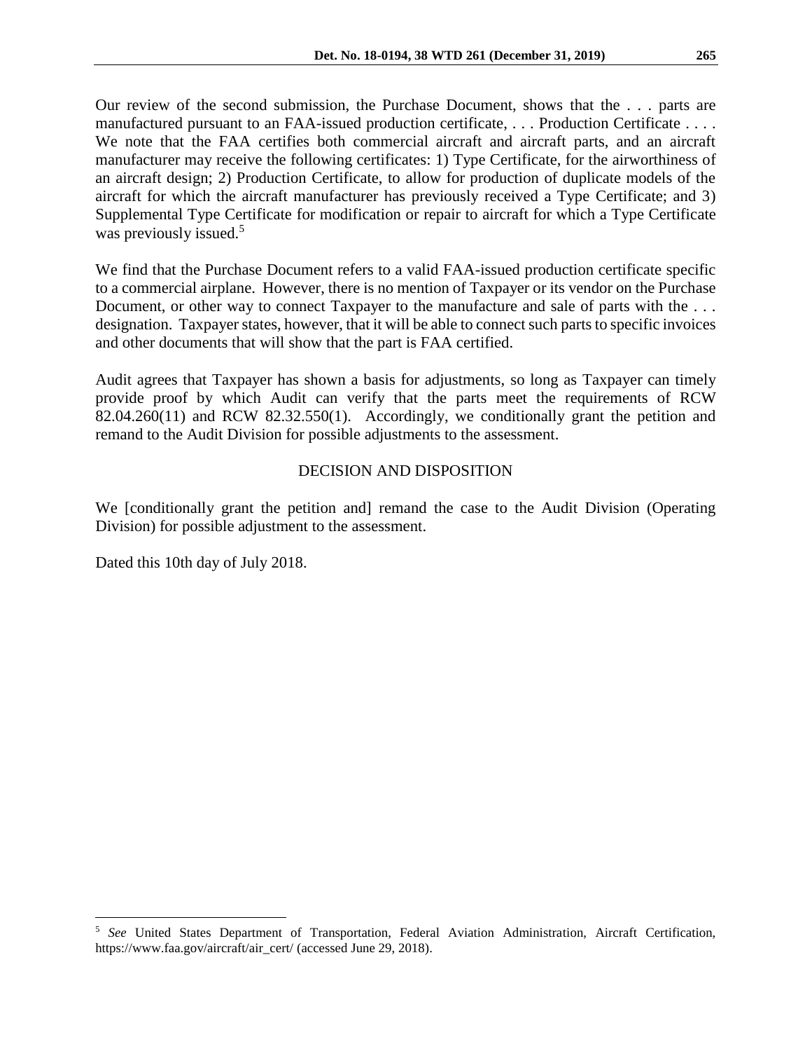Our review of the second submission, the Purchase Document, shows that the . . . parts are manufactured pursuant to an FAA-issued production certificate, . . . Production Certificate . . . . We note that the FAA certifies both commercial aircraft and aircraft parts, and an aircraft manufacturer may receive the following certificates: 1) Type Certificate, for the airworthiness of an aircraft design; 2) Production Certificate, to allow for production of duplicate models of the aircraft for which the aircraft manufacturer has previously received a Type Certificate; and 3) Supplemental Type Certificate for modification or repair to aircraft for which a Type Certificate was previously issued.[5]

We find that the Purchase Document refers to a valid FAA-issued production certificate specific to a commercial airplane. However, there is no mention of Taxpayer or its vendor on the Purchase Document, or other way to connect Taxpayer to the manufacture and sale of parts with the . . . designation. Taxpayer states, however, that it will be able to connect such parts to specific invoices and other documents that will show that the part is FAA certified.

Audit agrees that Taxpayer has shown a basis for adjustments, so long as Taxpayer can timely provide proof by which Audit can verify that the parts meet the requirements of RCW 82.04.260(11) and RCW 82.32.550(1). Accordingly, we conditionally grant the petition and remand to the Audit Division for possible adjustments to the assessment.

## DECISION AND DISPOSITION

We [conditionally grant the petition and] remand the case to the Audit Division (Operating Division) for possible adjustment to the assessment.

Dated this 10th day of July 2018.

---

[5] *See* United States Department of Transportation, Federal Aviation Administration, Aircraft Certification, https://www.faa.gov/aircraft/air_cert/ (accessed June 29, 2018).